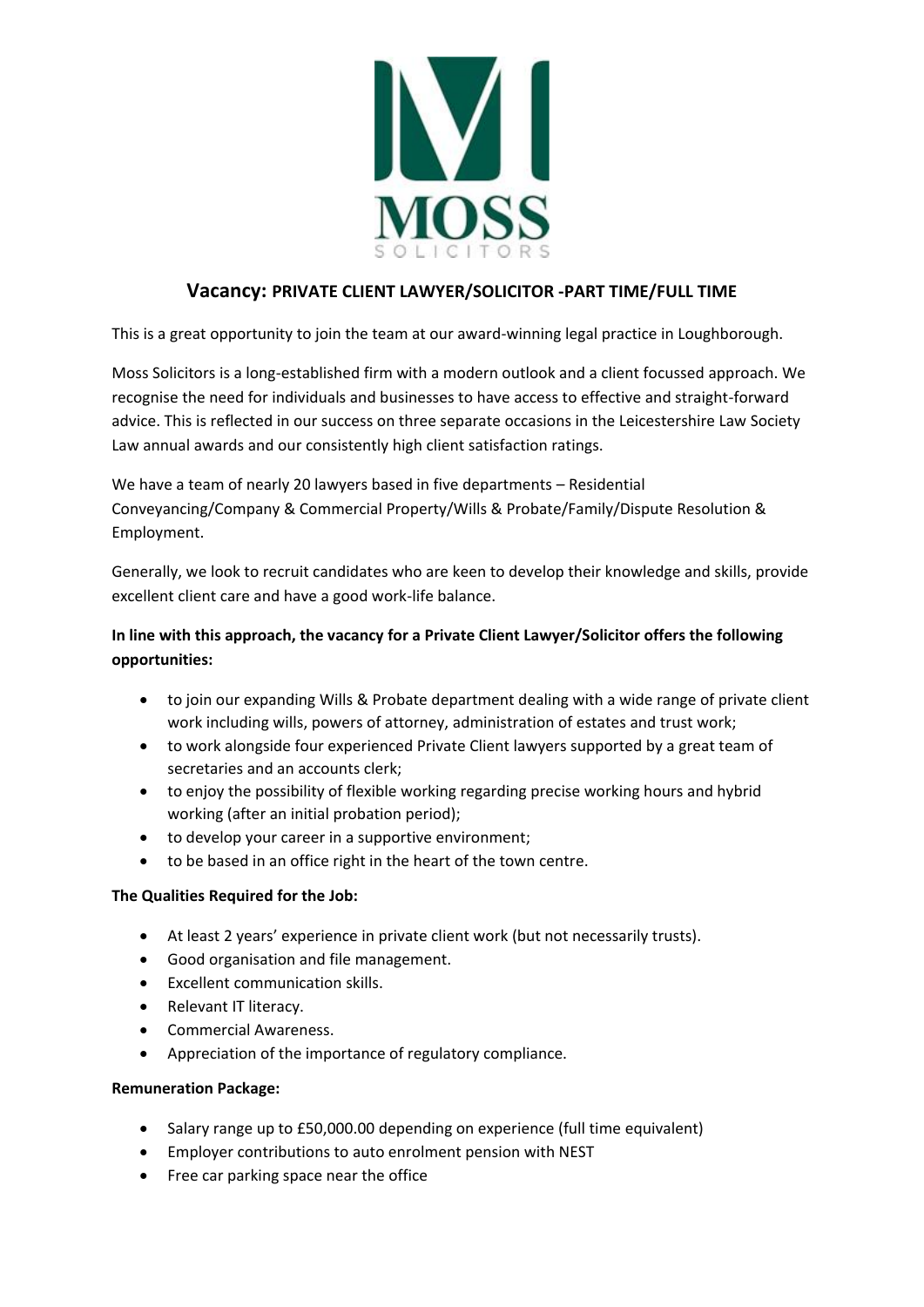MOSS
SOLICITORS

## Vacancy: PRIVATE CLIENT LAWYER/SOLICITOR -PART TIME/FULL TIME

This is a great opportunity to join the team at our award-winning legal practice in Loughborough.

Moss Solicitors is a long-established firm with a modern outlook and a client focussed approach. We recognise the need for individuals and businesses to have access to effective and straight-forward advice. This is reflected in our success on three separate occasions in the Leicestershire Law Society Law annual awards and our consistently high client satisfaction ratings.

We have a team of nearly 20 lawyers based in five departments – Residential Conveyancing/Company & Commercial Property/Wills & Probate/Family/Dispute Resolution & Employment.

Generally, we look to recruit candidates who are keen to develop their knowledge and skills, provide excellent client care and have a good work-life balance.

**In line with this approach, the vacancy for a Private Client Lawyer/Solicitor offers the following opportunities:**

- to join our expanding Wills & Probate department dealing with a wide range of private client work including wills, powers of attorney, administration of estates and trust work;
- to work alongside four experienced Private Client lawyers supported by a great team of secretaries and an accounts clerk;
- to enjoy the possibility of flexible working regarding precise working hours and hybrid working (after an initial probation period);
- to develop your career in a supportive environment;
- to be based in an office right in the heart of the town centre.

**The Qualities Required for the Job:**

- At least 2 years' experience in private client work (but not necessarily trusts).
- Good organisation and file management.
- Excellent communication skills.
- Relevant IT literacy.
- Commercial Awareness.
- Appreciation of the importance of regulatory compliance.

**Remuneration Package:**

- Salary range up to £50,000.00 depending on experience (full time equivalent)
- Employer contributions to auto enrolment pension with NEST
- Free car parking space near the office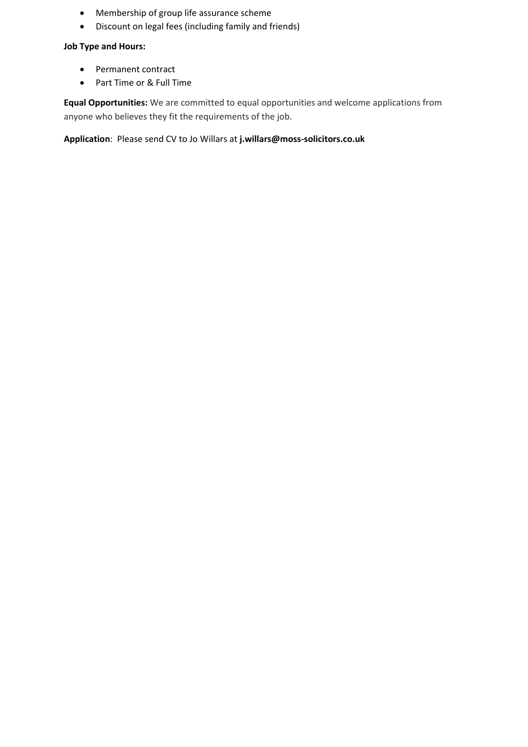- Membership of group life assurance scheme
- Discount on legal fees (including family and friends)

**Job Type and Hours:**

- Permanent contract
- Part Time or & Full Time

**Equal Opportunities:** We are committed to equal opportunities and welcome applications from anyone who believes they fit the requirements of the job.

**Application**: Please send CV to Jo Willars at **j.willars@moss-solicitors.co.uk**